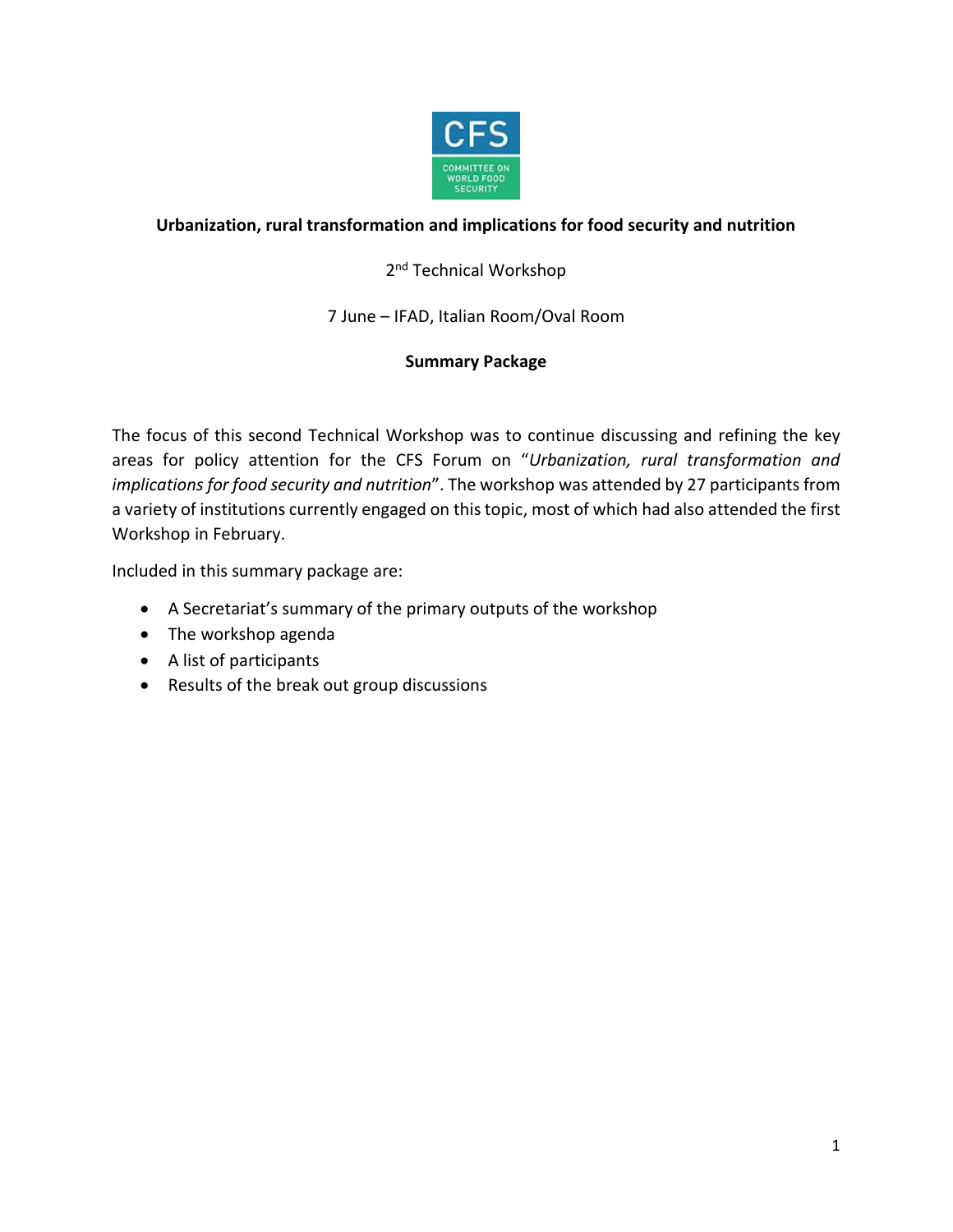**Urbanization, rural transformation and implications for food security and nutrition**

2nd Technical Workshop

7 June – IFAD, Italian Room/Oval Room

**Summary Package**

The focus of this second Technical Workshop was to continue discussing and refining the key areas for policy attention for the CFS Forum on "*Urbanization, rural transformation and implications for food security and nutrition*". The workshop was attended by 27 participants from a variety of institutions currently engaged on this topic, most of which had also attended the first Workshop in February.

Included in this summary package are:

- A Secretariat's summary of the primary outputs of the workshop
- The workshop agenda
- A list of participants
- Results of the break out group discussions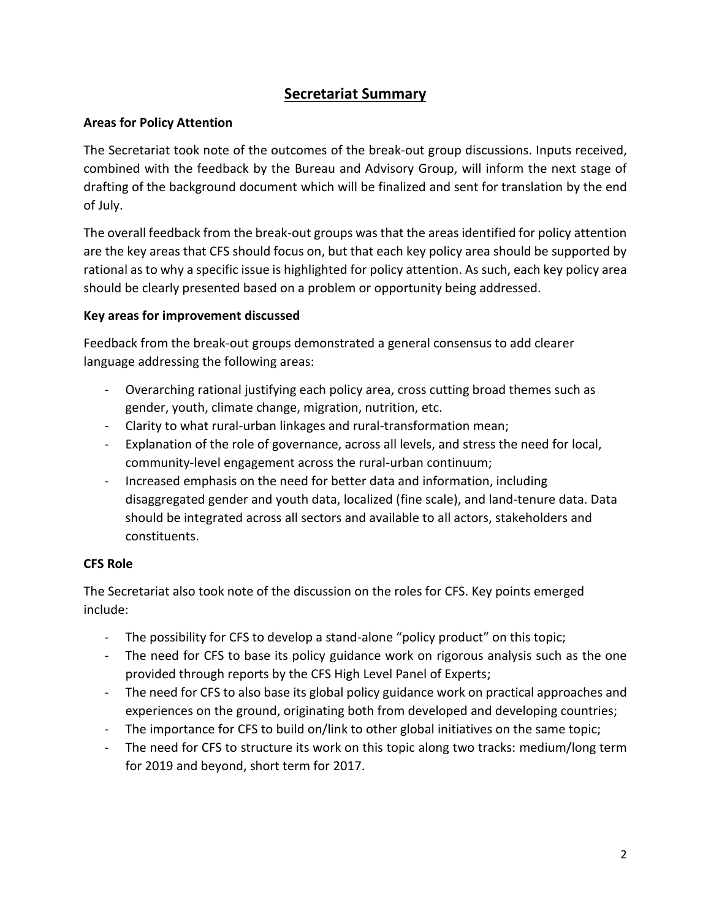## Secretariat Summary

### Areas for Policy Attention

The Secretariat took note of the outcomes of the break-out group discussions. Inputs received, combined with the feedback by the Bureau and Advisory Group, will inform the next stage of drafting of the background document which will be finalized and sent for translation by the end of July.

The overall feedback from the break-out groups was that the areas identified for policy attention are the key areas that CFS should focus on, but that each key policy area should be supported by rational as to why a specific issue is highlighted for policy attention. As such, each key policy area should be clearly presented based on a problem or opportunity being addressed.

### Key areas for improvement discussed

Feedback from the break-out groups demonstrated a general consensus to add clearer language addressing the following areas:

- Overarching rational justifying each policy area, cross cutting broad themes such as gender, youth, climate change, migration, nutrition, etc.
- Clarity to what rural-urban linkages and rural-transformation mean;
- Explanation of the role of governance, across all levels, and stress the need for local, community-level engagement across the rural-urban continuum;
- Increased emphasis on the need for better data and information, including disaggregated gender and youth data, localized (fine scale), and land-tenure data. Data should be integrated across all sectors and available to all actors, stakeholders and constituents.

### CFS Role

The Secretariat also took note of the discussion on the roles for CFS. Key points emerged include:

- The possibility for CFS to develop a stand-alone "policy product" on this topic;
- The need for CFS to base its policy guidance work on rigorous analysis such as the one provided through reports by the CFS High Level Panel of Experts;
- The need for CFS to also base its global policy guidance work on practical approaches and experiences on the ground, originating both from developed and developing countries;
- The importance for CFS to build on/link to other global initiatives on the same topic;
- The need for CFS to structure its work on this topic along two tracks: medium/long term for 2019 and beyond, short term for 2017.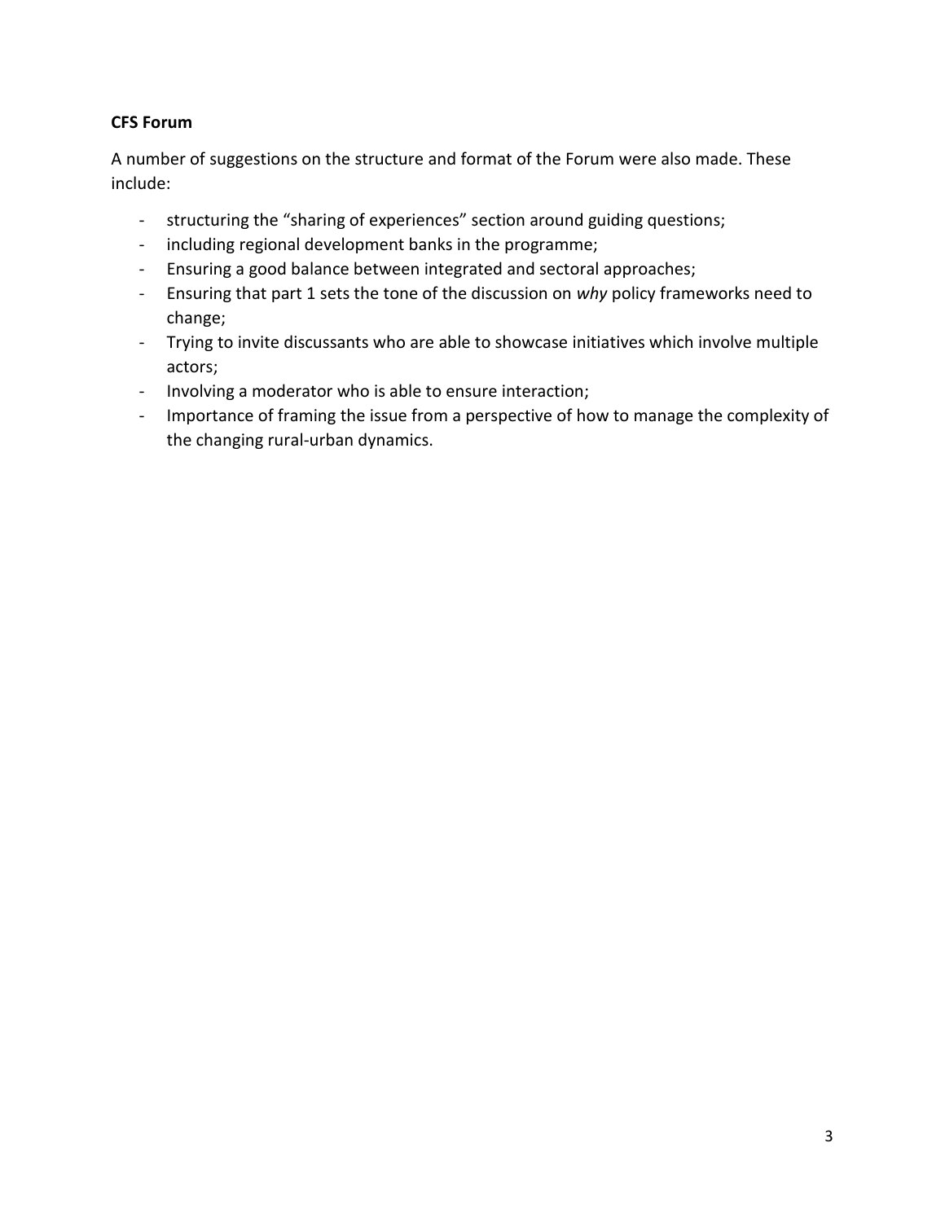**CFS Forum**

A number of suggestions on the structure and format of the Forum were also made. These include:

- structuring the "sharing of experiences" section around guiding questions;
- including regional development banks in the programme;
- Ensuring a good balance between integrated and sectoral approaches;
- Ensuring that part 1 sets the tone of the discussion on *why* policy frameworks need to change;
- Trying to invite discussants who are able to showcase initiatives which involve multiple actors;
- Involving a moderator who is able to ensure interaction;
- Importance of framing the issue from a perspective of how to manage the complexity of the changing rural-urban dynamics.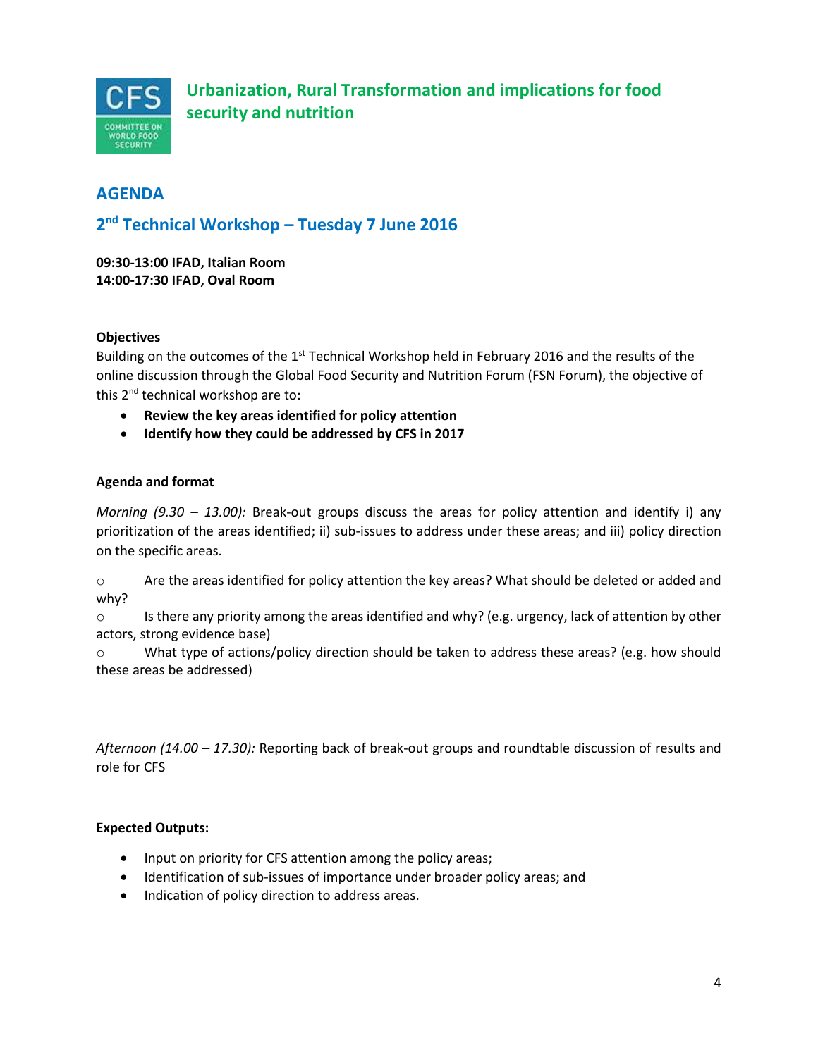# Urbanization, Rural Transformation and implications for food security and nutrition

## AGENDA

## 2nd Technical Workshop – Tuesday 7 June 2016

**09:30-13:00 IFAD, Italian Room**
**14:00-17:30 IFAD, Oval Room**

**Objectives**

Building on the outcomes of the 1st Technical Workshop held in February 2016 and the results of the online discussion through the Global Food Security and Nutrition Forum (FSN Forum), the objective of this 2nd technical workshop are to:

- **Review the key areas identified for policy attention**
- **Identify how they could be addressed by CFS in 2017**

**Agenda and format**

*Morning (9.30 – 13.00):* Break-out groups discuss the areas for policy attention and identify i) any prioritization of the areas identified; ii) sub-issues to address under these areas; and iii) policy direction on the specific areas.

- Are the areas identified for policy attention the key areas? What should be deleted or added and why?
- Is there any priority among the areas identified and why? (e.g. urgency, lack of attention by other actors, strong evidence base)
- What type of actions/policy direction should be taken to address these areas? (e.g. how should these areas be addressed)

*Afternoon (14.00 – 17.30):* Reporting back of break-out groups and roundtable discussion of results and role for CFS

**Expected Outputs:**

- Input on priority for CFS attention among the policy areas;
- Identification of sub-issues of importance under broader policy areas; and
- Indication of policy direction to address areas.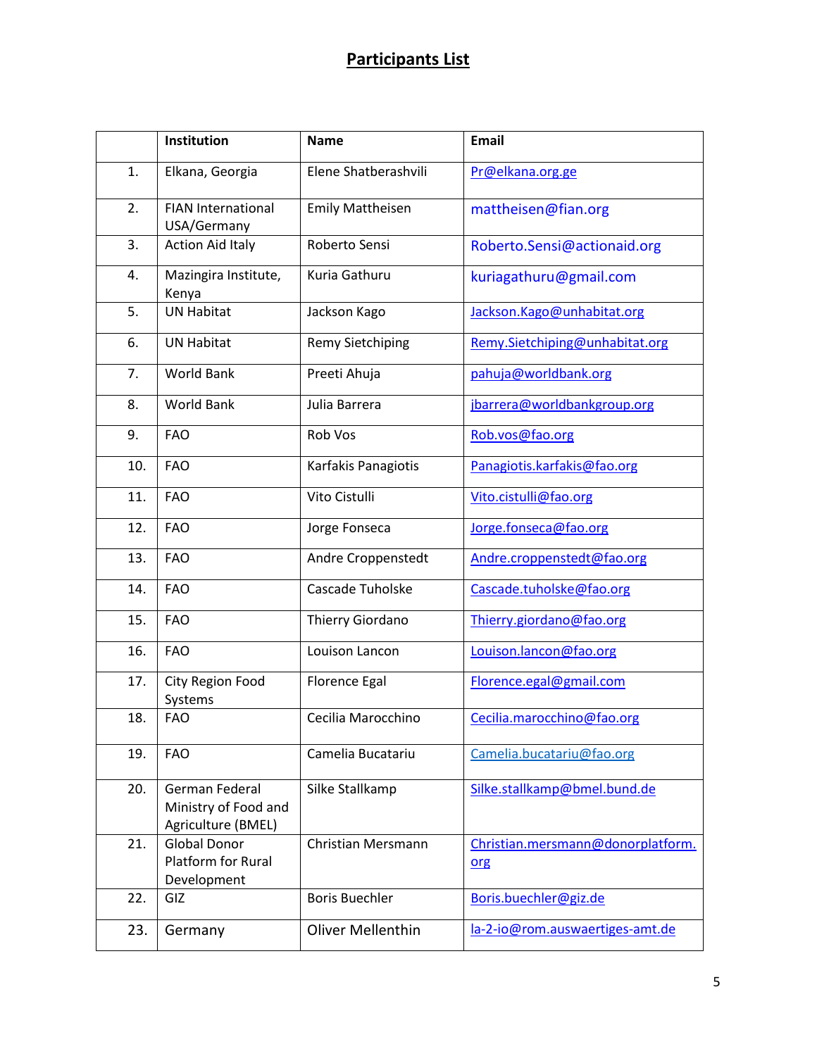# Participants List

|  | Institution | Name | Email |
|---|---|---|---|
| 1. | Elkana, Georgia | Elene Shatberashvili | Pr@elkana.org.ge |
| 2. | FIAN International USA/Germany | Emily Mattheisen | mattheisen@fian.org |
| 3. | Action Aid Italy | Roberto Sensi | Roberto.Sensi@actionaid.org |
| 4. | Mazingira Institute, Kenya | Kuria Gathuru | kuriagathuru@gmail.com |
| 5. | UN Habitat | Jackson Kago | Jackson.Kago@unhabitat.org |
| 6. | UN Habitat | Remy Sietchiping | Remy.Sietchiping@unhabitat.org |
| 7. | World Bank | Preeti Ahuja | pahuja@worldbank.org |
| 8. | World Bank | Julia Barrera | jbarrera@worldbankgroup.org |
| 9. | FAO | Rob Vos | Rob.vos@fao.org |
| 10. | FAO | Karfakis Panagiotis | Panagiotis.karfakis@fao.org |
| 11. | FAO | Vito Cistulli | Vito.cistulli@fao.org |
| 12. | FAO | Jorge Fonseca | Jorge.fonseca@fao.org |
| 13. | FAO | Andre Croppenstedt | Andre.croppenstedt@fao.org |
| 14. | FAO | Cascade Tuholske | Cascade.tuholske@fao.org |
| 15. | FAO | Thierry Giordano | Thierry.giordano@fao.org |
| 16. | FAO | Louison Lancon | Louison.lancon@fao.org |
| 17. | City Region Food Systems | Florence Egal | Florence.egal@gmail.com |
| 18. | FAO | Cecilia Marocchino | Cecilia.marocchino@fao.org |
| 19. | FAO | Camelia Bucatariu | Camelia.bucatariu@fao.org |
| 20. | German Federal Ministry of Food and Agriculture (BMEL) | Silke Stallkamp | Silke.stallkamp@bmel.bund.de |
| 21. | Global Donor Platform for Rural Development | Christian Mersmann | Christian.mersmann@donorplatform.org |
| 22. | GIZ | Boris Buechler | Boris.buechler@giz.de |
| 23. | Germany | Oliver Mellenthin | la-2-io@rom.auswaertiges-amt.de |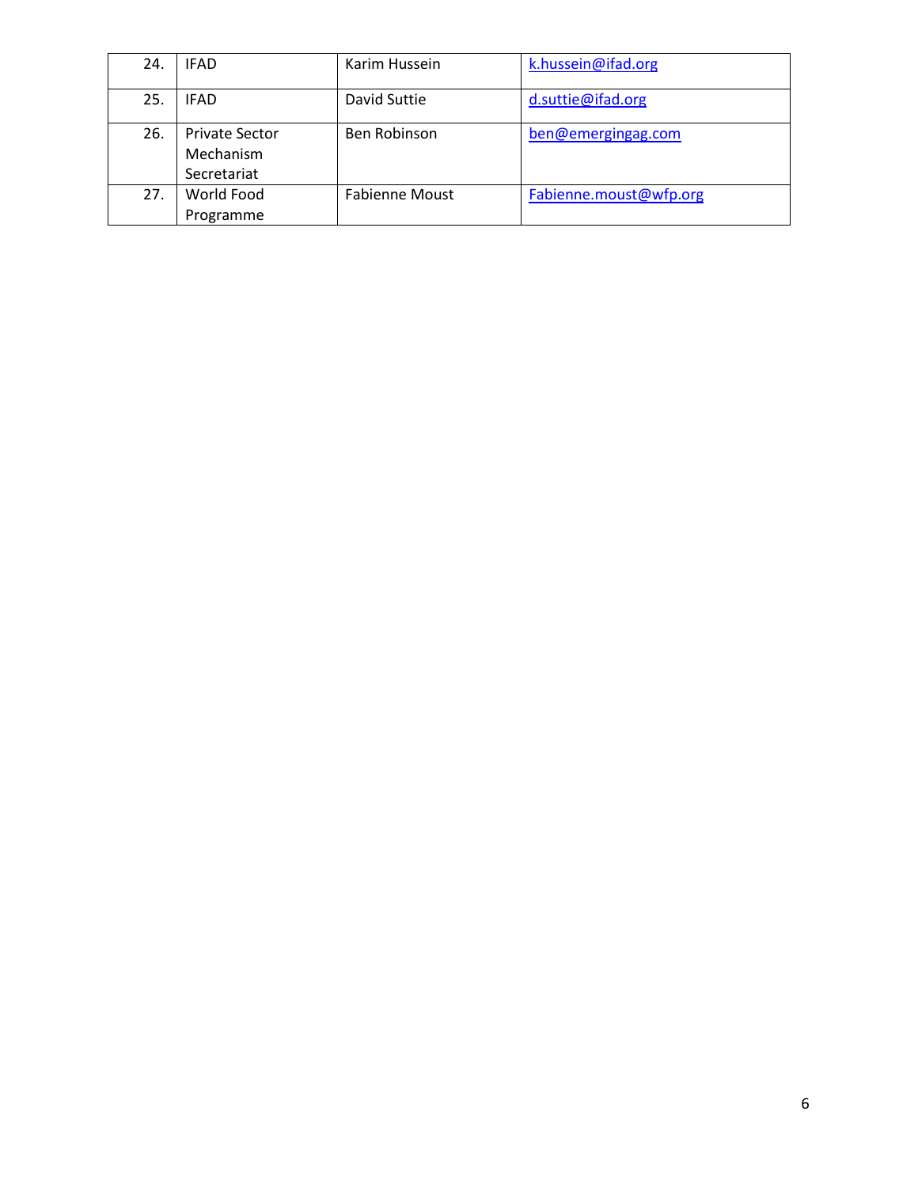| 24. | IFAD | Karim Hussein | k.hussein@ifad.org |
|---|---|---|---|
| 25. | IFAD | David Suttie | d.suttie@ifad.org |
| 26. | Private Sector Mechanism Secretariat | Ben Robinson | ben@emergingag.com |
| 27. | World Food Programme | Fabienne Moust | Fabienne.moust@wfp.org |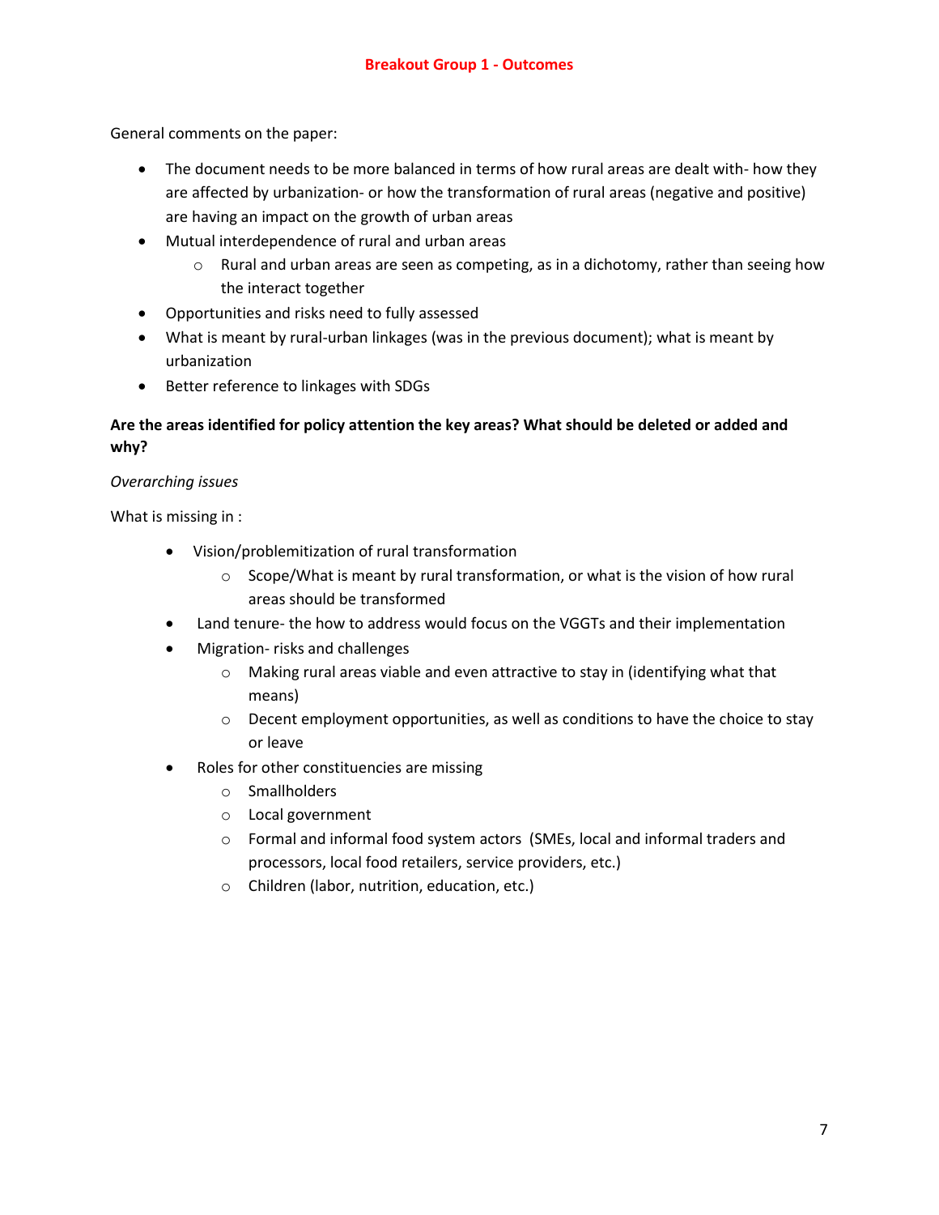## Breakout Group 1 - Outcomes

General comments on the paper:

- The document needs to be more balanced in terms of how rural areas are dealt with- how they are affected by urbanization- or how the transformation of rural areas (negative and positive) are having an impact on the growth of urban areas
- Mutual interdependence of rural and urban areas
  - Rural and urban areas are seen as competing, as in a dichotomy, rather than seeing how the interact together
- Opportunities and risks need to fully assessed
- What is meant by rural-urban linkages (was in the previous document); what is meant by urbanization
- Better reference to linkages with SDGs

**Are the areas identified for policy attention the key areas? What should be deleted or added and why?**

*Overarching issues*

What is missing in :

- Vision/problemitization of rural transformation
  - Scope/What is meant by rural transformation, or what is the vision of how rural areas should be transformed
- Land tenure- the how to address would focus on the VGGTs and their implementation
- Migration- risks and challenges
  - Making rural areas viable and even attractive to stay in (identifying what that means)
  - Decent employment opportunities, as well as conditions to have the choice to stay or leave
- Roles for other constituencies are missing
  - Smallholders
  - Local government
  - Formal and informal food system actors (SMEs, local and informal traders and processors, local food retailers, service providers, etc.)
  - Children (labor, nutrition, education, etc.)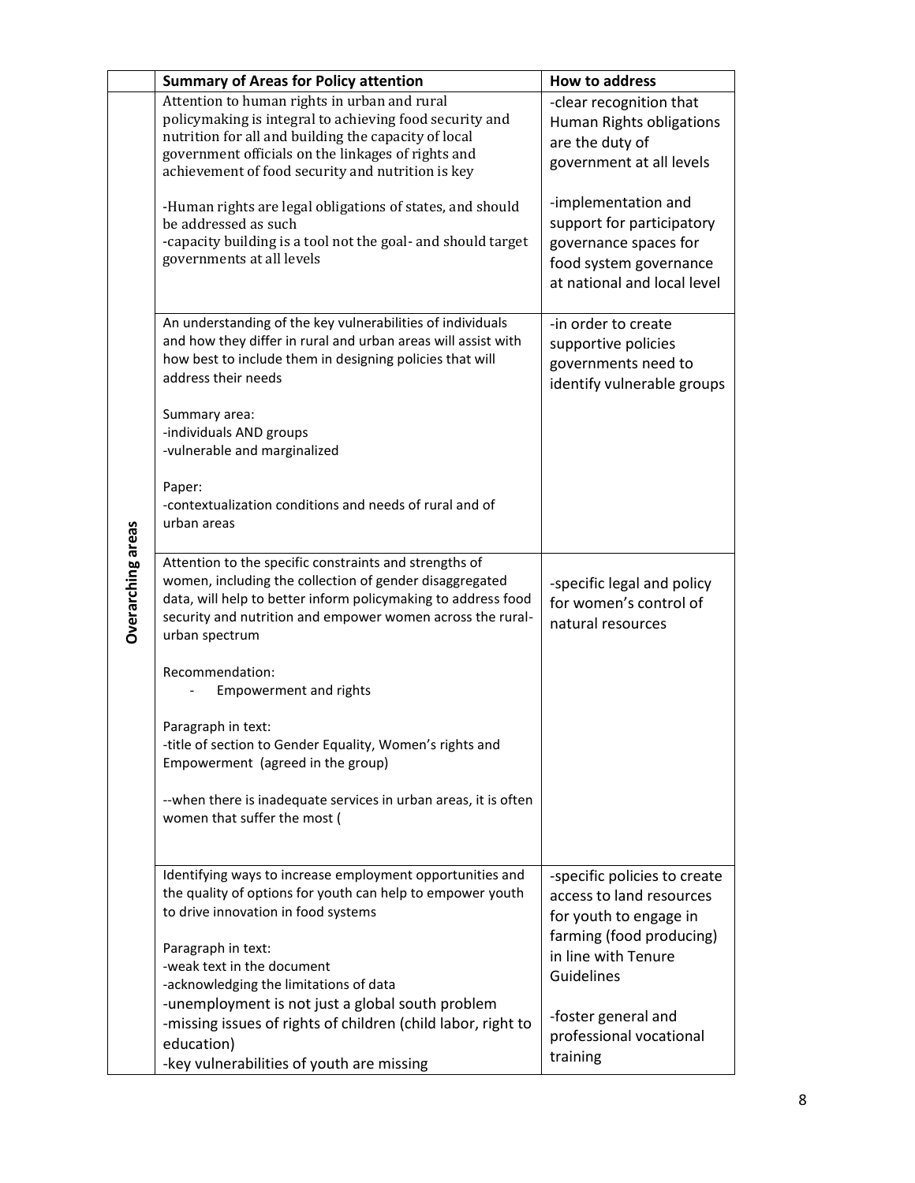| | Summary of Areas for Policy attention | How to address |
|---|---|---|
| Overarching areas | Attention to human rights in urban and rural policymaking is integral to achieving food security and nutrition for all and building the capacity of local government officials on the linkages of rights and achievement of food security and nutrition is key<br><br>-Human rights are legal obligations of states, and should be addressed as such<br>-capacity building is a tool not the goal- and should target governments at all levels | -clear recognition that Human Rights obligations are the duty of government at all levels<br><br>-implementation and support for participatory governance spaces for food system governance at national and local level |
| | An understanding of the key vulnerabilities of individuals and how they differ in rural and urban areas will assist with how best to include them in designing policies that will address their needs<br><br>Summary area:<br>-individuals AND groups<br>-vulnerable and marginalized<br><br>Paper:<br>-contextualization conditions and needs of rural and of urban areas | -in order to create supportive policies governments need to identify vulnerable groups |
| | Attention to the specific constraints and strengths of women, including the collection of gender disaggregated data, will help to better inform policymaking to address food security and nutrition and empower women across the rural-urban spectrum<br><br>Recommendation:<br>- Empowerment and rights<br><br>Paragraph in text:<br>-title of section to Gender Equality, Women's rights and Empowerment (agreed in the group)<br><br>--when there is inadequate services in urban areas, it is often women that suffer the most ( | -specific legal and policy for women's control of natural resources |
| | Identifying ways to increase employment opportunities and the quality of options for youth can help to empower youth to drive innovation in food systems<br><br>Paragraph in text:<br>-weak text in the document<br>-acknowledging the limitations of data<br>-unemployment is not just a global south problem<br>-missing issues of rights of children (child labor, right to education)<br>-key vulnerabilities of youth are missing | -specific policies to create access to land resources for youth to engage in farming (food producing) in line with Tenure Guidelines<br><br>-foster general and professional vocational training |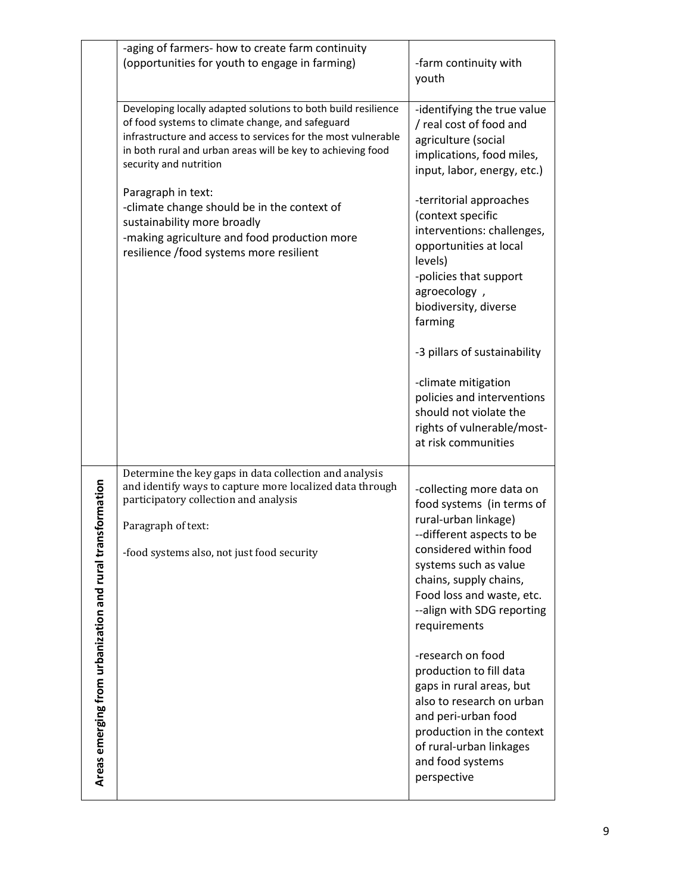| | | |
|---|---|---|
| | -aging of farmers- how to create farm continuity (opportunities for youth to engage in farming) | -farm continuity with youth |
| | Developing locally adapted solutions to both build resilience of food systems to climate change, and safeguard infrastructure and access to services for the most vulnerable in both rural and urban areas will be key to achieving food security and nutrition<br><br>Paragraph in text:<br>-climate change should be in the context of sustainability more broadly<br>-making agriculture and food production more resilience /food systems more resilient | -identifying the true value / real cost of food and agriculture (social implications, food miles, input, labor, energy, etc.)<br><br>-territorial approaches (context specific interventions: challenges, opportunities at local levels)<br>-policies that support agroecology , biodiversity, diverse farming<br><br>-3 pillars of sustainability<br><br>-climate mitigation policies and interventions should not violate the rights of vulnerable/most-at risk communities |
| Areas emerging from urbanization and rural transformation | Determine the key gaps in data collection and analysis and identify ways to capture more localized data through participatory collection and analysis<br><br>Paragraph of text:<br><br>-food systems also, not just food security | -collecting more data on food systems (in terms of rural-urban linkage)<br>--different aspects to be considered within food systems such as value chains, supply chains, Food loss and waste, etc.<br>--align with SDG reporting requirements<br><br>-research on food production to fill data gaps in rural areas, but also to research on urban and peri-urban food production in the context of rural-urban linkages and food systems perspective |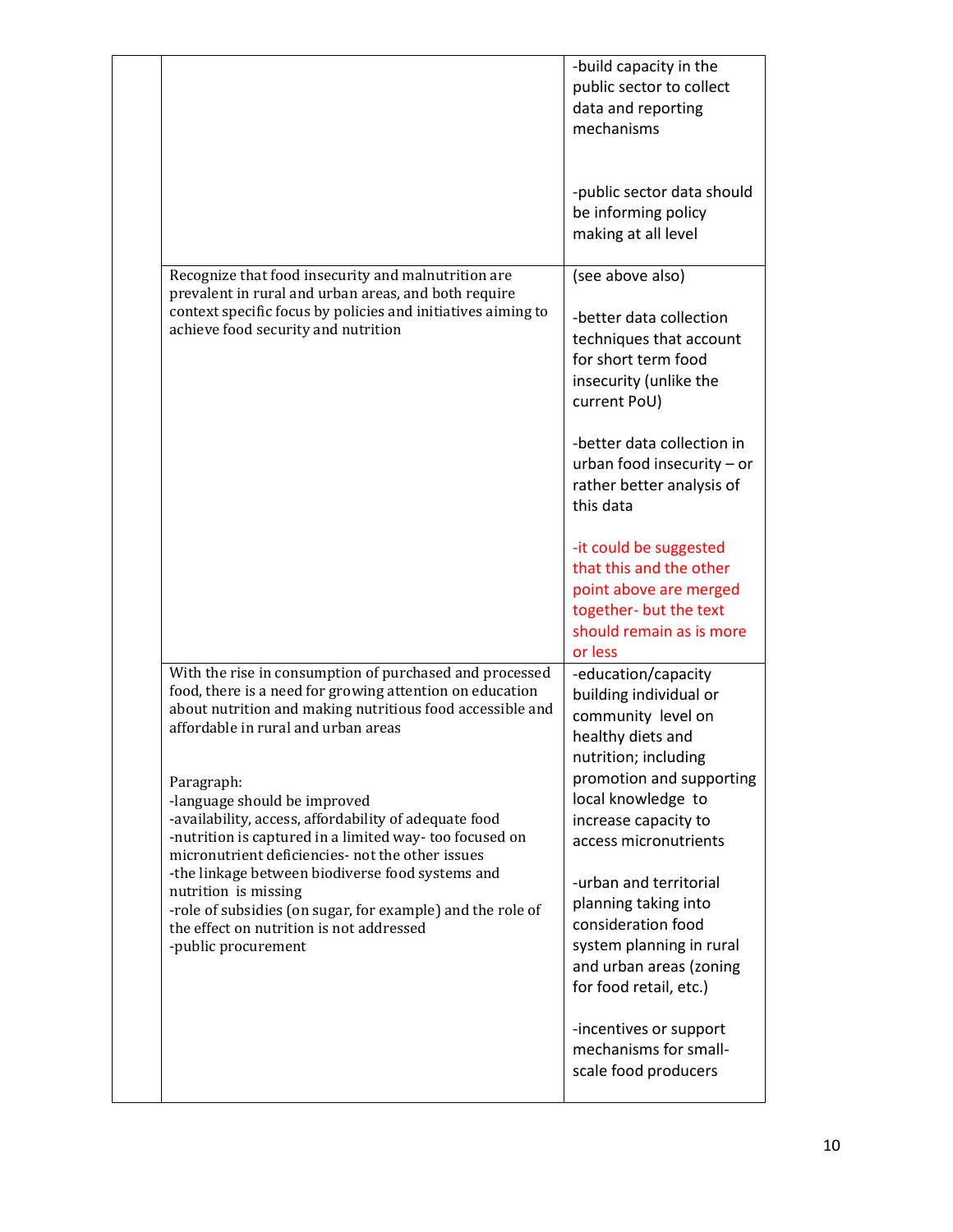| | | |
|---|---|---|
| | | -build capacity in the public sector to collect data and reporting mechanisms<br><br>-public sector data should be informing policy making at all level |
| | Recognize that food insecurity and malnutrition are prevalent in rural and urban areas, and both require context specific focus by policies and initiatives aiming to achieve food security and nutrition | (see above also)<br><br>-better data collection techniques that account for short term food insecurity (unlike the current PoU)<br><br>-better data collection in urban food insecurity – or rather better analysis of this data<br><br>-it could be suggested that this and the other point above are merged together- but the text should remain as is more or less |
| | With the rise in consumption of purchased and processed food, there is a need for growing attention on education about nutrition and making nutritious food accessible and affordable in rural and urban areas<br><br>Paragraph:<br>-language should be improved<br>-availability, access, affordability of adequate food<br>-nutrition is captured in a limited way- too focused on micronutrient deficiencies- not the other issues<br>-the linkage between biodiverse food systems and nutrition is missing<br>-role of subsidies (on sugar, for example) and the role of the effect on nutrition is not addressed<br>-public procurement | -education/capacity building individual or community level on healthy diets and nutrition; including promotion and supporting local knowledge to increase capacity to access micronutrients<br><br>-urban and territorial planning taking into consideration food system planning in rural and urban areas (zoning for food retail, etc.)<br><br>-incentives or support mechanisms for small-scale food producers |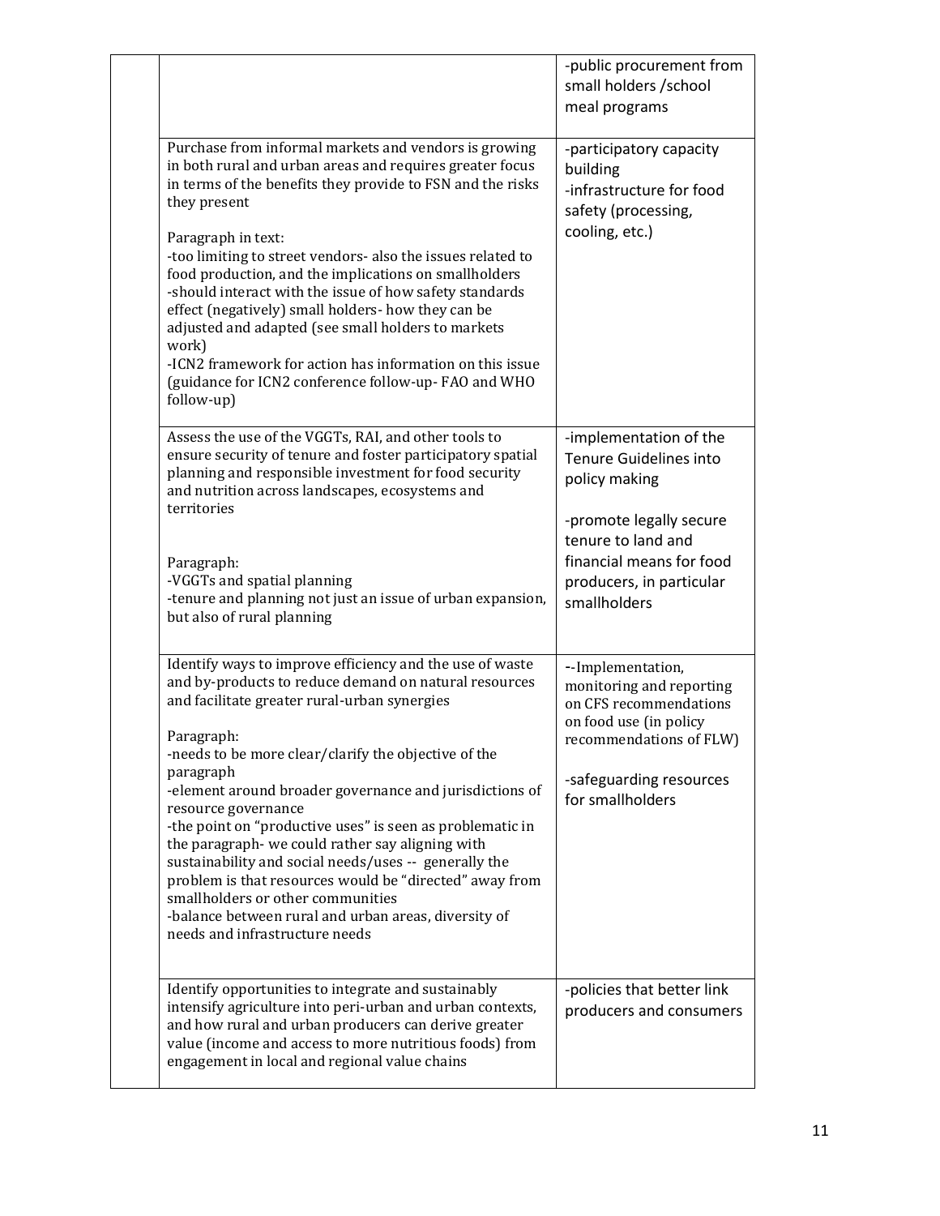| | | |
|---|---|---|
| | | -public procurement from small holders /school meal programs |
| | Purchase from informal markets and vendors is growing in both rural and urban areas and requires greater focus in terms of the benefits they provide to FSN and the risks they present<br><br>Paragraph in text:<br>-too limiting to street vendors- also the issues related to food production, and the implications on smallholders<br>-should interact with the issue of how safety standards effect (negatively) small holders- how they can be adjusted and adapted (see small holders to markets work)<br>-ICN2 framework for action has information on this issue (guidance for ICN2 conference follow-up- FAO and WHO follow-up) | -participatory capacity building<br>-infrastructure for food safety (processing, cooling, etc.) |
| | Assess the use of the VGGTs, RAI, and other tools to ensure security of tenure and foster participatory spatial planning and responsible investment for food security and nutrition across landscapes, ecosystems and territories<br><br>Paragraph:<br>-VGGTs and spatial planning<br>-tenure and planning not just an issue of urban expansion, but also of rural planning | -implementation of the Tenure Guidelines into policy making<br><br>-promote legally secure tenure to land and financial means for food producers, in particular smallholders |
| | Identify ways to improve efficiency and the use of waste and by-products to reduce demand on natural resources and facilitate greater rural-urban synergies<br><br>Paragraph:<br>-needs to be more clear/clarify the objective of the paragraph<br>-element around broader governance and jurisdictions of resource governance<br>-the point on "productive uses" is seen as problematic in the paragraph- we could rather say aligning with sustainability and social needs/uses -- generally the problem is that resources would be "directed" away from smallholders or other communities<br>-balance between rural and urban areas, diversity of needs and infrastructure needs | --Implementation, monitoring and reporting on CFS recommendations on food use (in policy recommendations of FLW)<br><br>-safeguarding resources for smallholders |
| | Identify opportunities to integrate and sustainably intensify agriculture into peri-urban and urban contexts, and how rural and urban producers can derive greater value (income and access to more nutritious foods) from engagement in local and regional value chains | -policies that better link producers and consumers |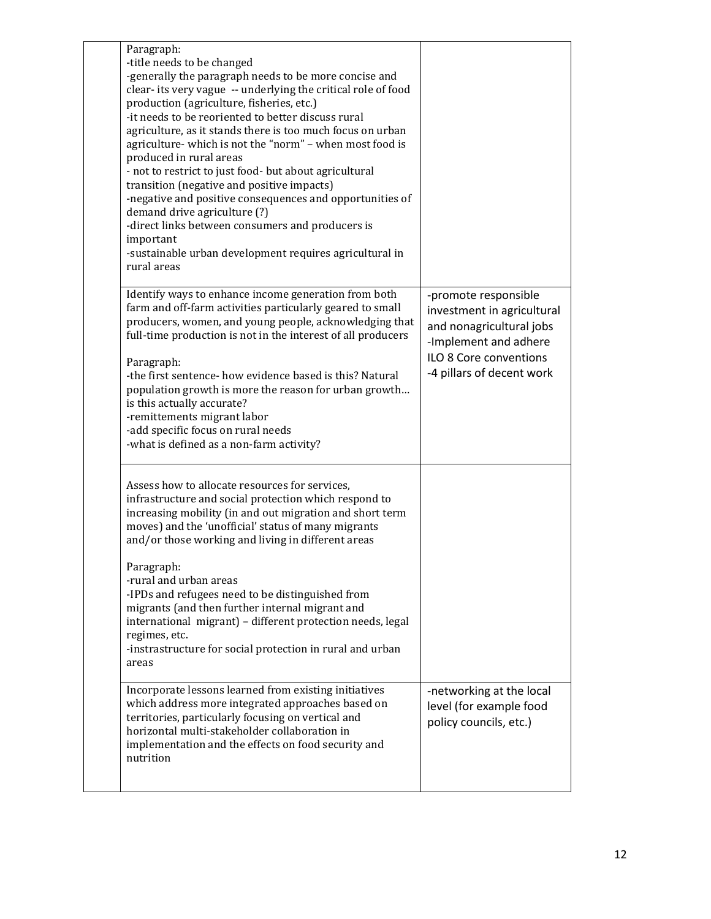| | | |
|---|---|---|
| | Paragraph:<br>-title needs to be changed<br>-generally the paragraph needs to be more concise and clear- its very vague -- underlying the critical role of food production (agriculture, fisheries, etc.)<br>-it needs to be reoriented to better discuss rural agriculture, as it stands there is too much focus on urban agriculture- which is not the "norm" – when most food is produced in rural areas<br>- not to restrict to just food- but about agricultural transition (negative and positive impacts)<br>-negative and positive consequences and opportunities of demand drive agriculture (?)<br>-direct links between consumers and producers is important<br>-sustainable urban development requires agricultural in rural areas | |
| | Identify ways to enhance income generation from both farm and off-farm activities particularly geared to small producers, women, and young people, acknowledging that full-time production is not in the interest of all producers<br><br>Paragraph:<br>-the first sentence- how evidence based is this? Natural population growth is more the reason for urban growth… is this actually accurate?<br>-remittements migrant labor<br>-add specific focus on rural needs<br>-what is defined as a non-farm activity? | -promote responsible investment in agricultural and nonagricultural jobs<br>-Implement and adhere ILO 8 Core conventions<br>-4 pillars of decent work |
| | Assess how to allocate resources for services, infrastructure and social protection which respond to increasing mobility (in and out migration and short term moves) and the 'unofficial' status of many migrants and/or those working and living in different areas<br><br>Paragraph:<br>-rural and urban areas<br>-IPDs and refugees need to be distinguished from migrants (and then further internal migrant and international migrant) – different protection needs, legal regimes, etc.<br>-instrastructure for social protection in rural and urban areas | |
| | Incorporate lessons learned from existing initiatives which address more integrated approaches based on territories, particularly focusing on vertical and horizontal multi-stakeholder collaboration in implementation and the effects on food security and nutrition | -networking at the local level (for example food policy councils, etc.) |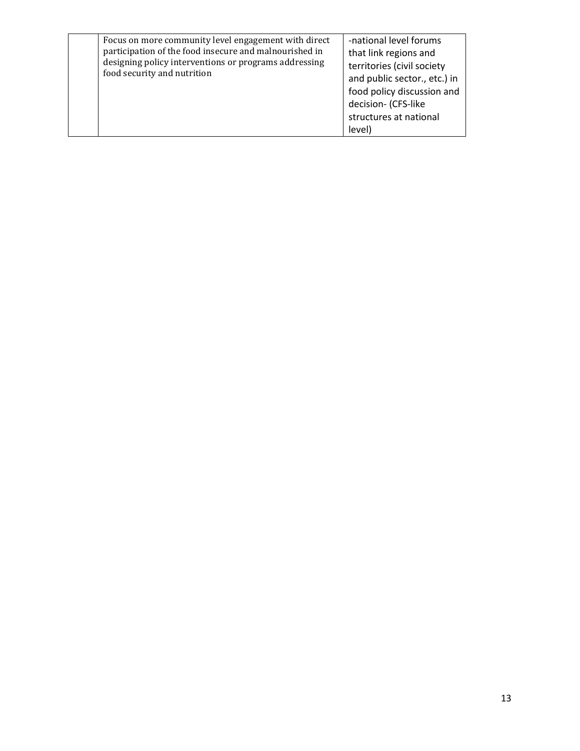|  | Focus on more community level engagement with direct participation of the food insecure and malnourished in designing policy interventions or programs addressing food security and nutrition | -national level forums that link regions and territories (civil society and public sector., etc.) in food policy discussion and decision- (CFS-like structures at national level) |
|---|---|---|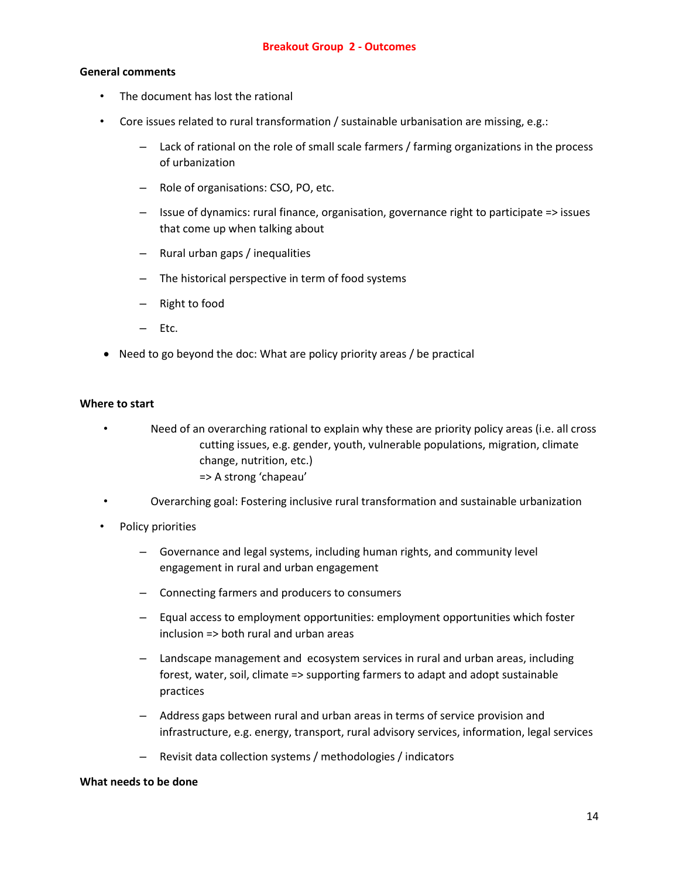## Breakout Group 2 - Outcomes

**General comments**

- The document has lost the rational
- Core issues related to rural transformation / sustainable urbanisation are missing, e.g.:
  - Lack of rational on the role of small scale farmers / farming organizations in the process of urbanization
  - Role of organisations: CSO, PO, etc.
  - Issue of dynamics: rural finance, organisation, governance right to participate => issues that come up when talking about
  - Rural urban gaps / inequalities
  - The historical perspective in term of food systems
  - Right to food
  - Etc.
- Need to go beyond the doc: What are policy priority areas / be practical

**Where to start**

- Need of an overarching rational to explain why these are priority policy areas (i.e. all cross cutting issues, e.g. gender, youth, vulnerable populations, migration, climate change, nutrition, etc.)
  => A strong 'chapeau'
- Overarching goal: Fostering inclusive rural transformation and sustainable urbanization
- Policy priorities
  - Governance and legal systems, including human rights, and community level engagement in rural and urban engagement
  - Connecting farmers and producers to consumers
  - Equal access to employment opportunities: employment opportunities which foster inclusion => both rural and urban areas
  - Landscape management and ecosystem services in rural and urban areas, including forest, water, soil, climate => supporting farmers to adapt and adopt sustainable practices
  - Address gaps between rural and urban areas in terms of service provision and infrastructure, e.g. energy, transport, rural advisory services, information, legal services
  - Revisit data collection systems / methodologies / indicators

**What needs to be done**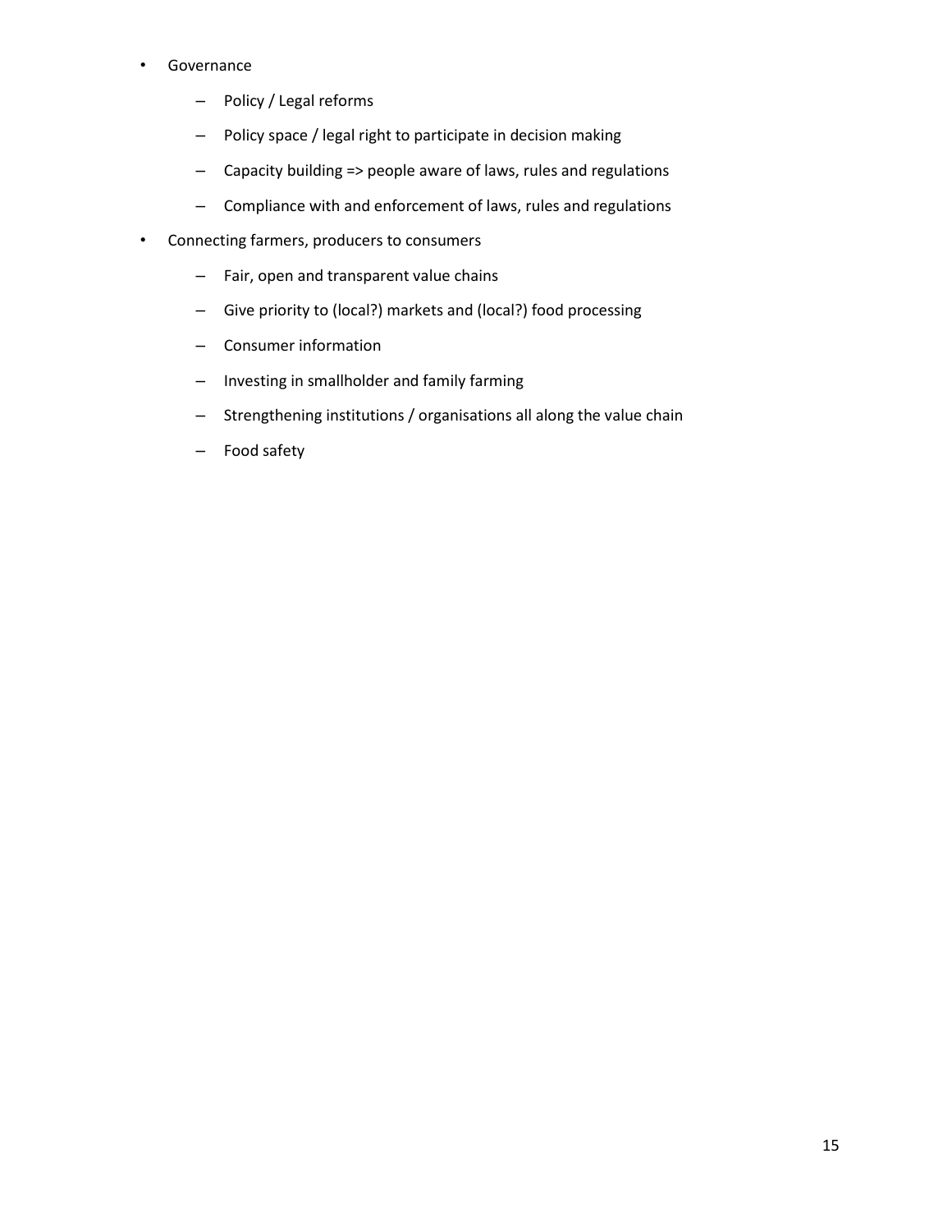- Governance
  - Policy / Legal reforms
  - Policy space / legal right to participate in decision making
  - Capacity building => people aware of laws, rules and regulations
  - Compliance with and enforcement of laws, rules and regulations
- Connecting farmers, producers to consumers
  - Fair, open and transparent value chains
  - Give priority to (local?) markets and (local?) food processing
  - Consumer information
  - Investing in smallholder and family farming
  - Strengthening institutions / organisations all along the value chain
  - Food safety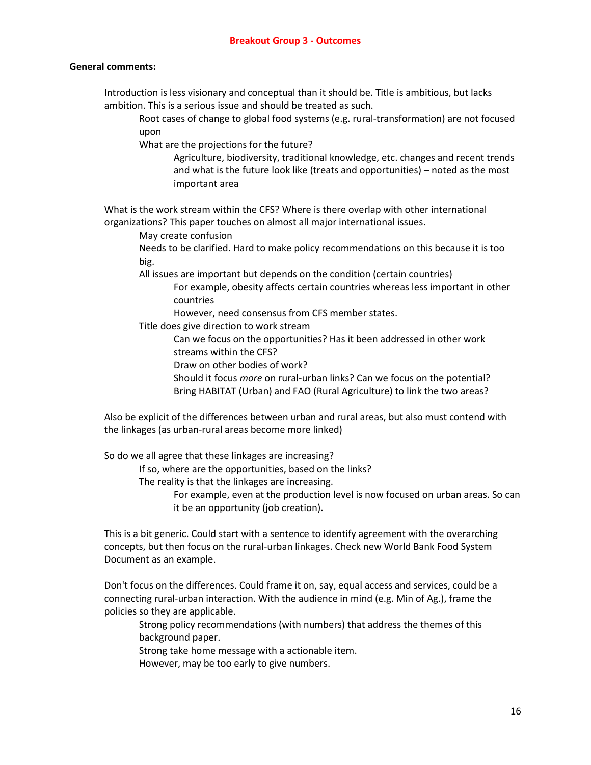## Breakout Group 3 - Outcomes

**General comments:**

Introduction is less visionary and conceptual than it should be. Title is ambitious, but lacks ambition. This is a serious issue and should be treated as such.

- Root cases of change to global food systems (e.g. rural-transformation) are not focused upon
- What are the projections for the future?
  - Agriculture, biodiversity, traditional knowledge, etc. changes and recent trends and what is the future look like (treats and opportunities) – noted as the most important area

What is the work stream within the CFS? Where is there overlap with other international organizations? This paper touches on almost all major international issues.

- May create confusion
- Needs to be clarified. Hard to make policy recommendations on this because it is too big.
- All issues are important but depends on the condition (certain countries)
  - For example, obesity affects certain countries whereas less important in other countries
  - However, need consensus from CFS member states.
- Title does give direction to work stream
  - Can we focus on the opportunities? Has it been addressed in other work streams within the CFS?
  - Draw on other bodies of work?
  - Should it focus *more* on rural-urban links? Can we focus on the potential?
  - Bring HABITAT (Urban) and FAO (Rural Agriculture) to link the two areas?

Also be explicit of the differences between urban and rural areas, but also must contend with the linkages (as urban-rural areas become more linked)

So do we all agree that these linkages are increasing?

- If so, where are the opportunities, based on the links?
- The reality is that the linkages are increasing.
  - For example, even at the production level is now focused on urban areas. So can it be an opportunity (job creation).

This is a bit generic. Could start with a sentence to identify agreement with the overarching concepts, but then focus on the rural-urban linkages. Check new World Bank Food System Document as an example.

Don't focus on the differences. Could frame it on, say, equal access and services, could be a connecting rural-urban interaction. With the audience in mind (e.g. Min of Ag.), frame the policies so they are applicable.

- Strong policy recommendations (with numbers) that address the themes of this background paper.
- Strong take home message with a actionable item.
- However, may be too early to give numbers.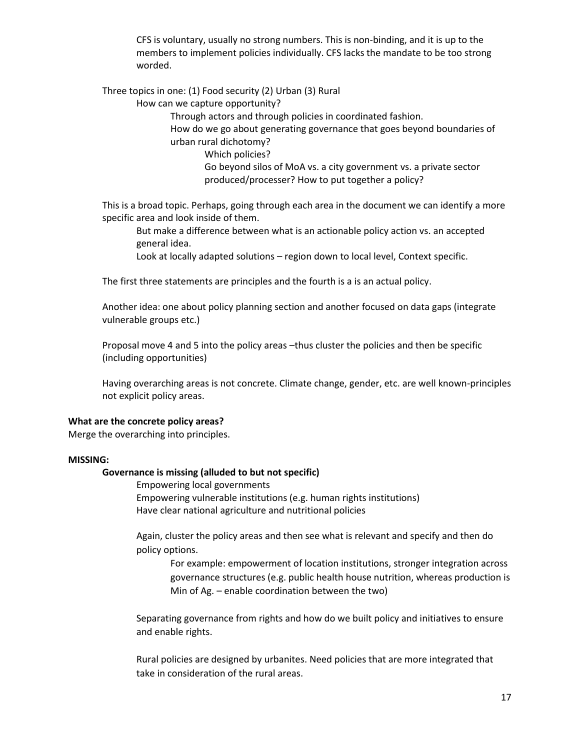CFS is voluntary, usually no strong numbers. This is non-binding, and it is up to the members to implement policies individually. CFS lacks the mandate to be too strong worded.

Three topics in one: (1) Food security (2) Urban (3) Rural

- How can we capture opportunity?
  - Through actors and through policies in coordinated fashion.
  - How do we go about generating governance that goes beyond boundaries of urban rural dichotomy?
    - Which policies?
    - Go beyond silos of MoA vs. a city government vs. a private sector produced/processer? How to put together a policy?

This is a broad topic. Perhaps, going through each area in the document we can identify a more specific area and look inside of them.

- But make a difference between what is an actionable policy action vs. an accepted general idea.
- Look at locally adapted solutions – region down to local level, Context specific.

The first three statements are principles and the fourth is a is an actual policy.

Another idea: one about policy planning section and another focused on data gaps (integrate vulnerable groups etc.)

Proposal move 4 and 5 into the policy areas –thus cluster the policies and then be specific (including opportunities)

Having overarching areas is not concrete. Climate change, gender, etc. are well known-principles not explicit policy areas.

**What are the concrete policy areas?**

Merge the overarching into principles.

**MISSING:**

**Governance is missing (alluded to but not specific)**

- Empowering local governments
- Empowering vulnerable institutions (e.g. human rights institutions)
- Have clear national agriculture and nutritional policies

Again, cluster the policy areas and then see what is relevant and specify and then do policy options.

- For example: empowerment of location institutions, stronger integration across governance structures (e.g. public health house nutrition, whereas production is Min of Ag. – enable coordination between the two)

Separating governance from rights and how do we built policy and initiatives to ensure and enable rights.

Rural policies are designed by urbanites. Need policies that are more integrated that take in consideration of the rural areas.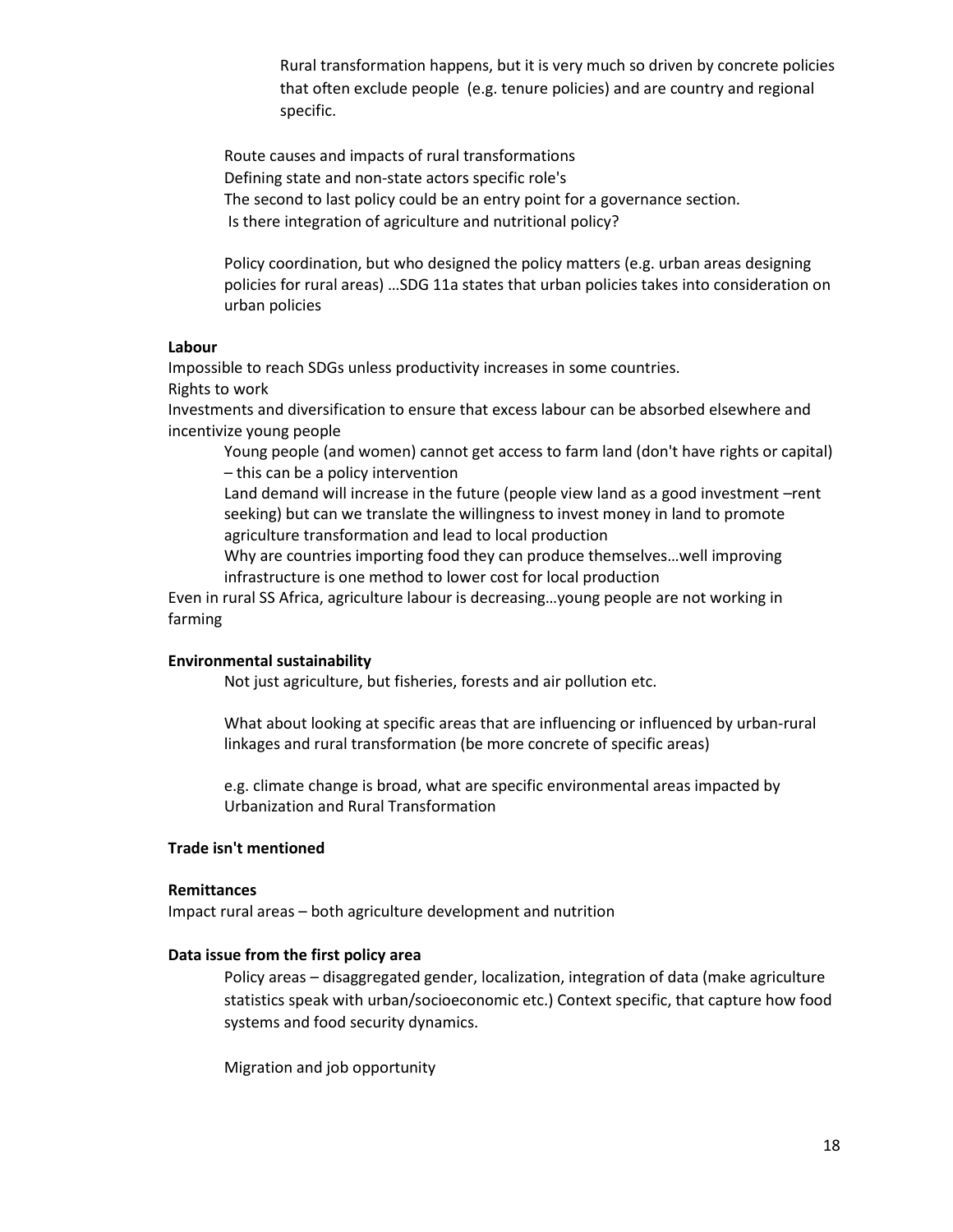Rural transformation happens, but it is very much so driven by concrete policies that often exclude people (e.g. tenure policies) and are country and regional specific.

Route causes and impacts of rural transformations
Defining state and non-state actors specific role's
The second to last policy could be an entry point for a governance section.
Is there integration of agriculture and nutritional policy?

Policy coordination, but who designed the policy matters (e.g. urban areas designing policies for rural areas) …SDG 11a states that urban policies takes into consideration on urban policies

**Labour**

Impossible to reach SDGs unless productivity increases in some countries.
Rights to work
Investments and diversification to ensure that excess labour can be absorbed elsewhere and incentivize young people

Young people (and women) cannot get access to farm land (don't have rights or capital) – this can be a policy intervention
Land demand will increase in the future (people view land as a good investment –rent seeking) but can we translate the willingness to invest money in land to promote agriculture transformation and lead to local production
Why are countries importing food they can produce themselves…well improving infrastructure is one method to lower cost for local production

Even in rural SS Africa, agriculture labour is decreasing…young people are not working in farming

**Environmental sustainability**

Not just agriculture, but fisheries, forests and air pollution etc.

What about looking at specific areas that are influencing or influenced by urban-rural linkages and rural transformation (be more concrete of specific areas)

e.g. climate change is broad, what are specific environmental areas impacted by Urbanization and Rural Transformation

**Trade isn't mentioned**

**Remittances**

Impact rural areas – both agriculture development and nutrition

**Data issue from the first policy area**

Policy areas – disaggregated gender, localization, integration of data (make agriculture statistics speak with urban/socioeconomic etc.) Context specific, that capture how food systems and food security dynamics.

Migration and job opportunity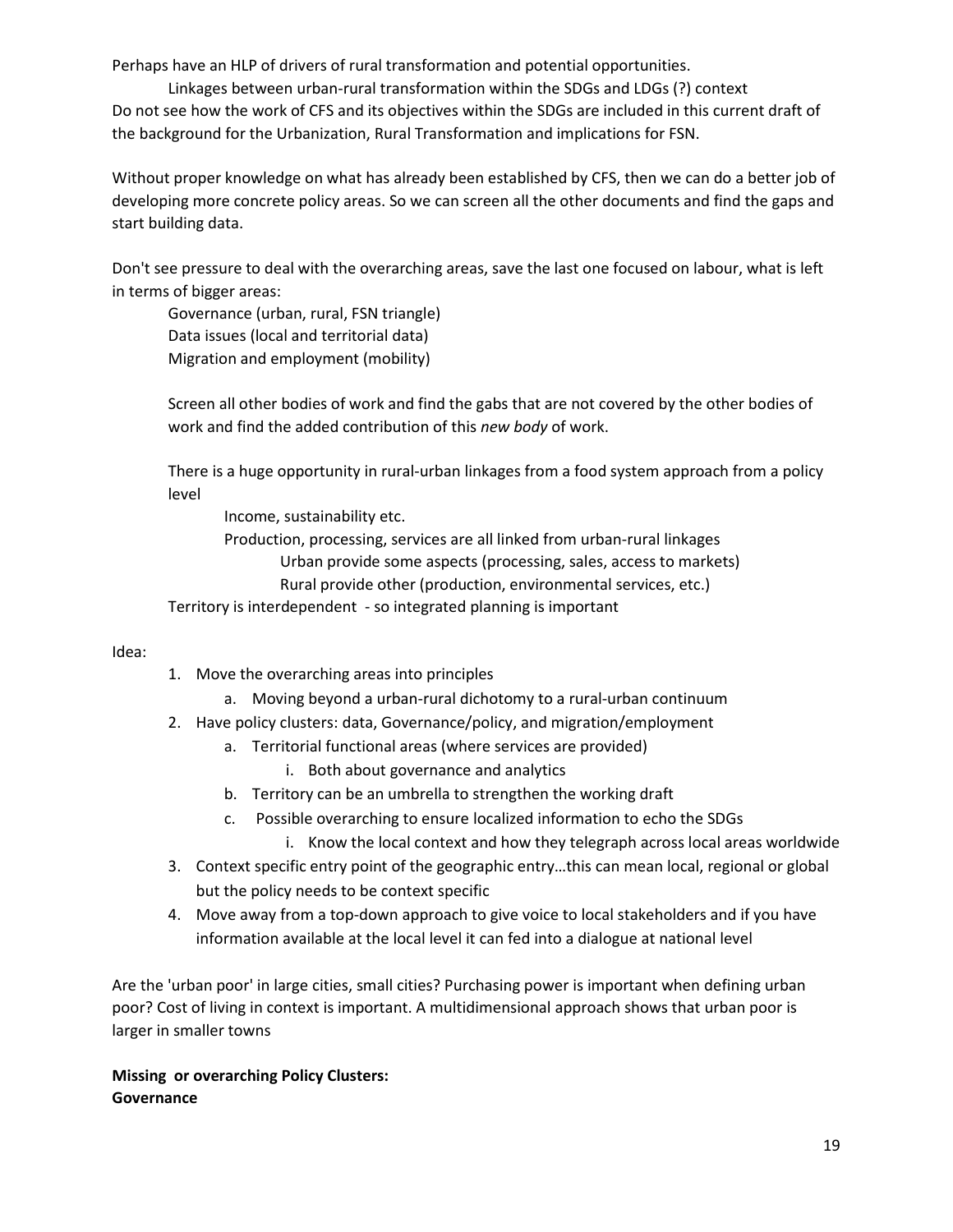Perhaps have an HLP of drivers of rural transformation and potential opportunities.

Linkages between urban-rural transformation within the SDGs and LDGs (?) context

Do not see how the work of CFS and its objectives within the SDGs are included in this current draft of the background for the Urbanization, Rural Transformation and implications for FSN.

Without proper knowledge on what has already been established by CFS, then we can do a better job of developing more concrete policy areas. So we can screen all the other documents and find the gaps and start building data.

Don't see pressure to deal with the overarching areas, save the last one focused on labour, what is left in terms of bigger areas:

- Governance (urban, rural, FSN triangle)
- Data issues (local and territorial data)
- Migration and employment (mobility)

Screen all other bodies of work and find the gabs that are not covered by the other bodies of work and find the added contribution of this *new body* of work.

There is a huge opportunity in rural-urban linkages from a food system approach from a policy level

- Income, sustainability etc.
- Production, processing, services are all linked from urban-rural linkages
  - Urban provide some aspects (processing, sales, access to markets)
  - Rural provide other (production, environmental services, etc.)

Territory is interdependent - so integrated planning is important

Idea:

1. Move the overarching areas into principles
   a. Moving beyond a urban-rural dichotomy to a rural-urban continuum
2. Have policy clusters: data, Governance/policy, and migration/employment
   a. Territorial functional areas (where services are provided)
      i. Both about governance and analytics
   b. Territory can be an umbrella to strengthen the working draft
   c. Possible overarching to ensure localized information to echo the SDGs
      i. Know the local context and how they telegraph across local areas worldwide
3. Context specific entry point of the geographic entry…this can mean local, regional or global but the policy needs to be context specific
4. Move away from a top-down approach to give voice to local stakeholders and if you have information available at the local level it can fed into a dialogue at national level

Are the 'urban poor' in large cities, small cities? Purchasing power is important when defining urban poor? Cost of living in context is important. A multidimensional approach shows that urban poor is larger in smaller towns

**Missing or overarching Policy Clusters:**
**Governance**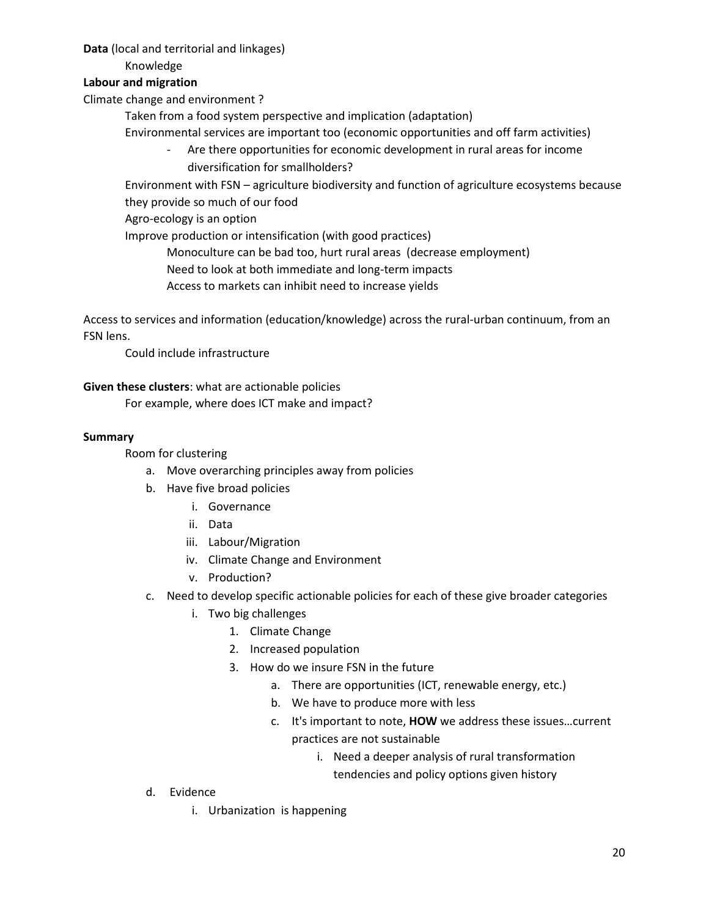**Data** (local and territorial and linkages)

Knowledge

**Labour and migration**

Climate change and environment ?

Taken from a food system perspective and implication (adaptation)

Environmental services are important too (economic opportunities and off farm activities)

- Are there opportunities for economic development in rural areas for income diversification for smallholders?

Environment with FSN – agriculture biodiversity and function of agriculture ecosystems because they provide so much of our food

Agro-ecology is an option

Improve production or intensification (with good practices)

Monoculture can be bad too, hurt rural areas (decrease employment)

Need to look at both immediate and long-term impacts

Access to markets can inhibit need to increase yields

Access to services and information (education/knowledge) across the rural-urban continuum, from an FSN lens.

Could include infrastructure

**Given these clusters**: what are actionable policies

For example, where does ICT make and impact?

**Summary**

Room for clustering

a. Move overarching principles away from policies
b. Have five broad policies
    i. Governance
    ii. Data
    iii. Labour/Migration
    iv. Climate Change and Environment
    v. Production?
c. Need to develop specific actionable policies for each of these give broader categories
    i. Two big challenges
        1. Climate Change
        2. Increased population
        3. How do we insure FSN in the future
            a. There are opportunities (ICT, renewable energy, etc.)
            b. We have to produce more with less
            c. It's important to note, **HOW** we address these issues…current practices are not sustainable
                i. Need a deeper analysis of rural transformation tendencies and policy options given history
d. Evidence
    i. Urbanization is happening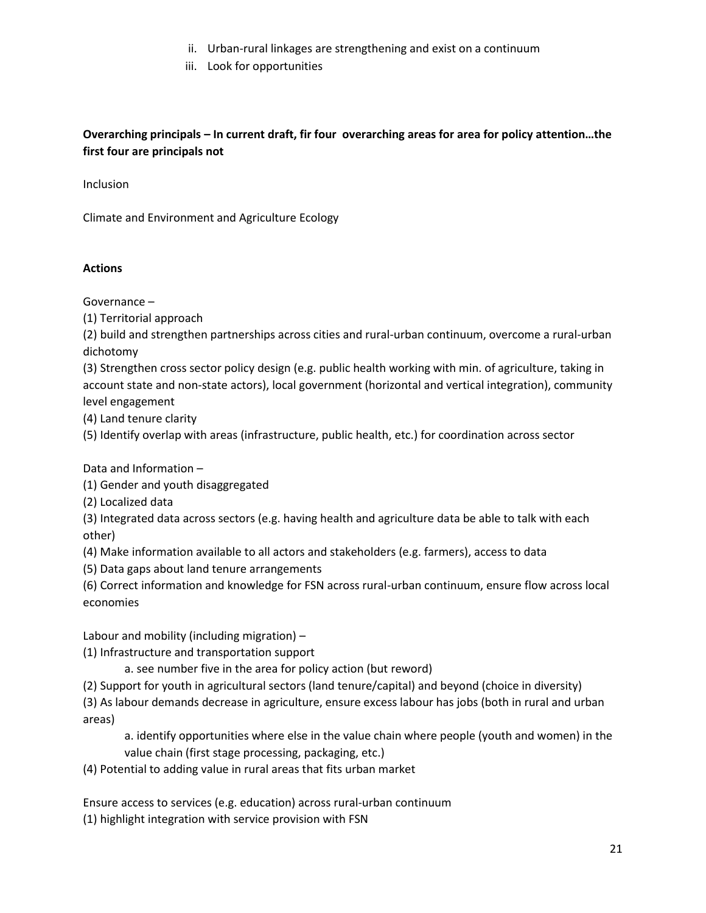ii. Urban-rural linkages are strengthening and exist on a continuum
   iii. Look for opportunities

**Overarching principals – In current draft, fir four overarching areas for area for policy attention…the first four are principals not**

Inclusion

Climate and Environment and Agriculture Ecology

**Actions**

Governance –

(1) Territorial approach

(2) build and strengthen partnerships across cities and rural-urban continuum, overcome a rural-urban dichotomy

(3) Strengthen cross sector policy design (e.g. public health working with min. of agriculture, taking in account state and non-state actors), local government (horizontal and vertical integration), community level engagement

(4) Land tenure clarity

(5) Identify overlap with areas (infrastructure, public health, etc.) for coordination across sector

Data and Information –

(1) Gender and youth disaggregated

(2) Localized data

(3) Integrated data across sectors (e.g. having health and agriculture data be able to talk with each other)

(4) Make information available to all actors and stakeholders (e.g. farmers), access to data

(5) Data gaps about land tenure arrangements

(6) Correct information and knowledge for FSN across rural-urban continuum, ensure flow across local economies

Labour and mobility (including migration) –

(1) Infrastructure and transportation support

   a. see number five in the area for policy action (but reword)

(2) Support for youth in agricultural sectors (land tenure/capital) and beyond (choice in diversity)

(3) As labour demands decrease in agriculture, ensure excess labour has jobs (both in rural and urban areas)

   a. identify opportunities where else in the value chain where people (youth and women) in the value chain (first stage processing, packaging, etc.)

(4) Potential to adding value in rural areas that fits urban market

Ensure access to services (e.g. education) across rural-urban continuum

(1) highlight integration with service provision with FSN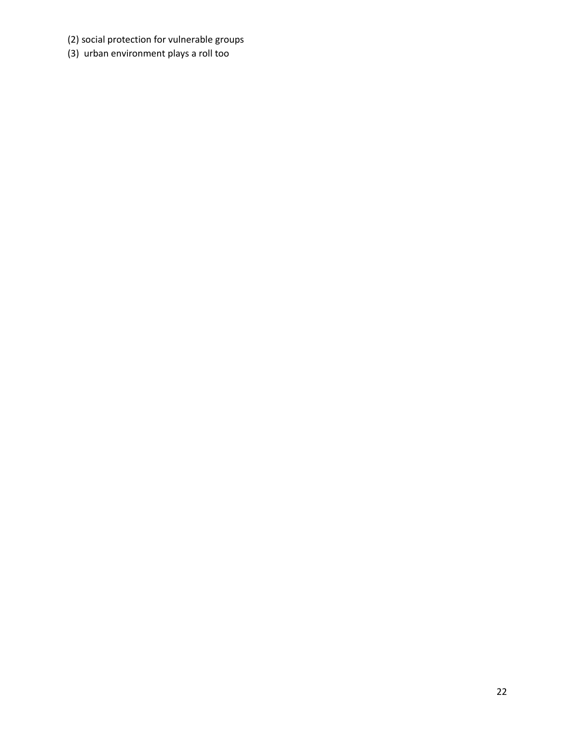(2) social protection for vulnerable groups

(3) urban environment plays a roll too